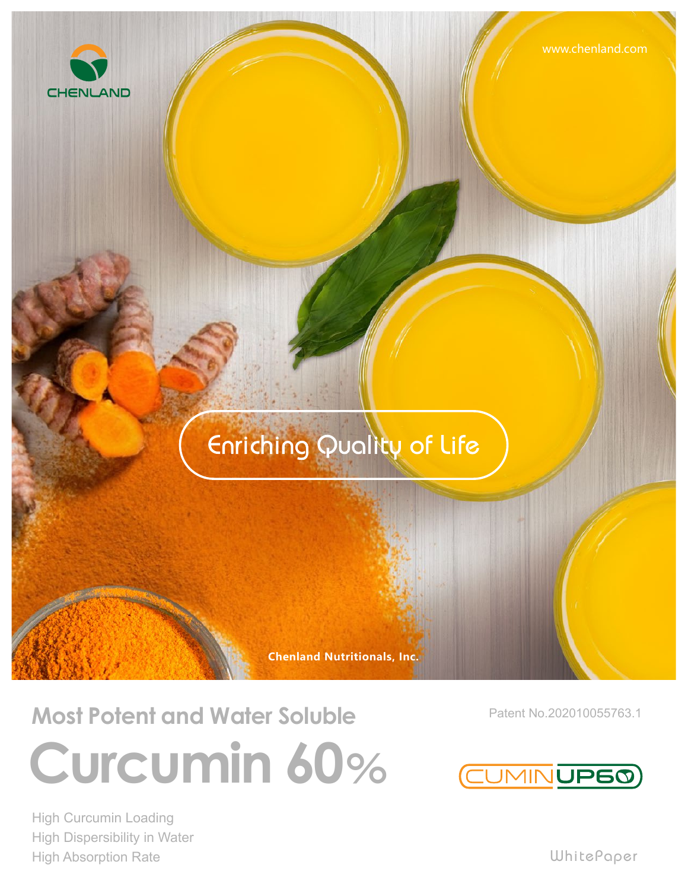CHENLAND

www.chenland.com

Enriching Quality of Life

Chenland Nutritionals, Inc.

## Most Potent and Water Soluble

# Curcumin 60%

Patent No.202010055763.1

CUMINUP60

High Curcumin Loading
High Dispersibility in Water
High Absorption Rate

WhitePaper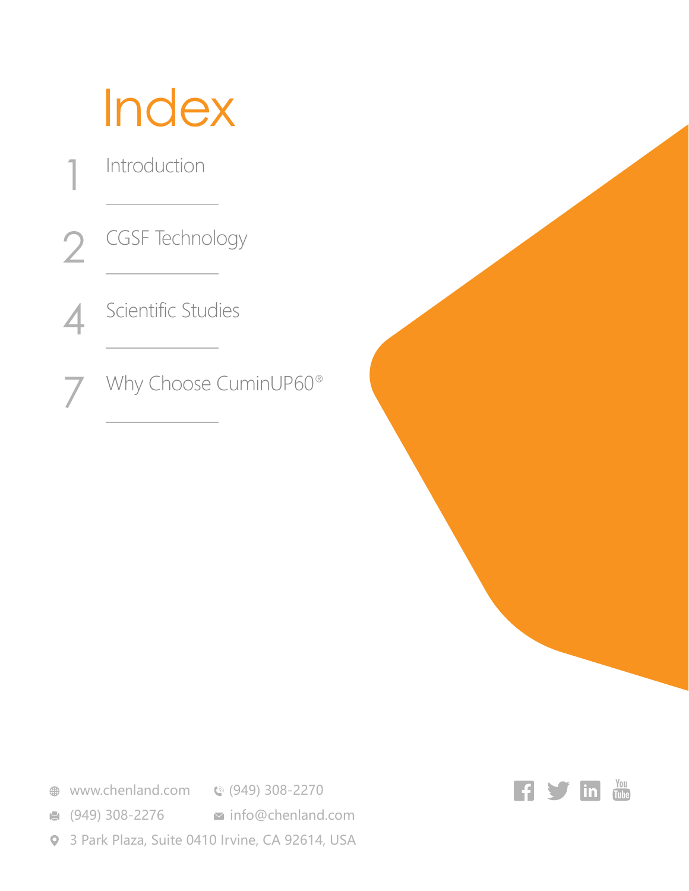# Index

1 Introduction

2 CGSF Technology

4 Scientific Studies

7 Why Choose CuminUP60®

www.chenland.com  (949) 308-2270

(949) 308-2276  info@chenland.com

3 Park Plaza, Suite 0410 Irvine, CA 92614, USA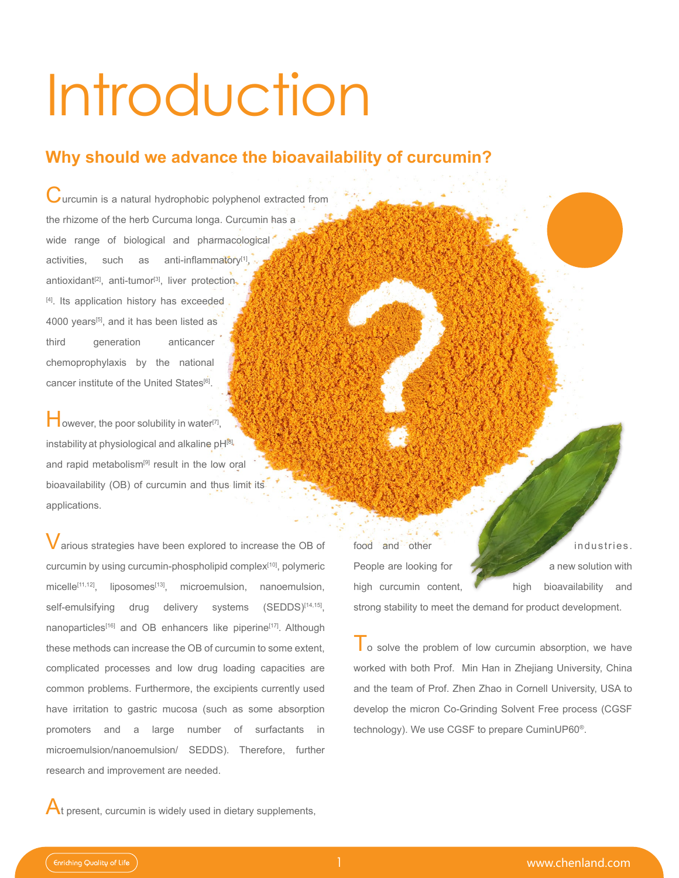# Introduction

## Why should we advance the bioavailability of curcumin?

Curcumin is a natural hydrophobic polyphenol extracted from the rhizome of the herb Curcuma longa. Curcumin has a wide range of biological and pharmacological activities, such as anti-inflammatory[1], antioxidant[2], anti-tumor[3], liver protection [4]. Its application history has exceeded 4000 years[5], and it has been listed as third generation anticancer chemoprophylaxis by the national cancer institute of the United States[6].

However, the poor solubility in water[7], instability at physiological and alkaline pH[8] and rapid metabolism[9] result in the low oral bioavailability (OB) of curcumin and thus limit its applications.

Various strategies have been explored to increase the OB of curcumin by using curcumin-phospholipid complex[10], polymeric micelle[11,12], liposomes[13], microemulsion, nanoemulsion, self-emulsifying drug delivery systems (SEDDS)[14,15], nanoparticles[16] and OB enhancers like piperine[17]. Although these methods can increase the OB of curcumin to some extent, complicated processes and low drug loading capacities are common problems. Furthermore, the excipients currently used have irritation to gastric mucosa (such as some absorption promoters and a large number of surfactants in microemulsion/nanoemulsion/ SEDDS). Therefore, further research and improvement are needed.

At present, curcumin is widely used in dietary supplements, food and other industries. People are looking for a new solution with high curcumin content, high bioavailability and strong stability to meet the demand for product development.

To solve the problem of low curcumin absorption, we have worked with both Prof. Min Han in Zhejiang University, China and the team of Prof. Zhen Zhao in Cornell University, USA to develop the micron Co-Grinding Solvent Free process (CGSF technology). We use CGSF to prepare CuminUP60®.